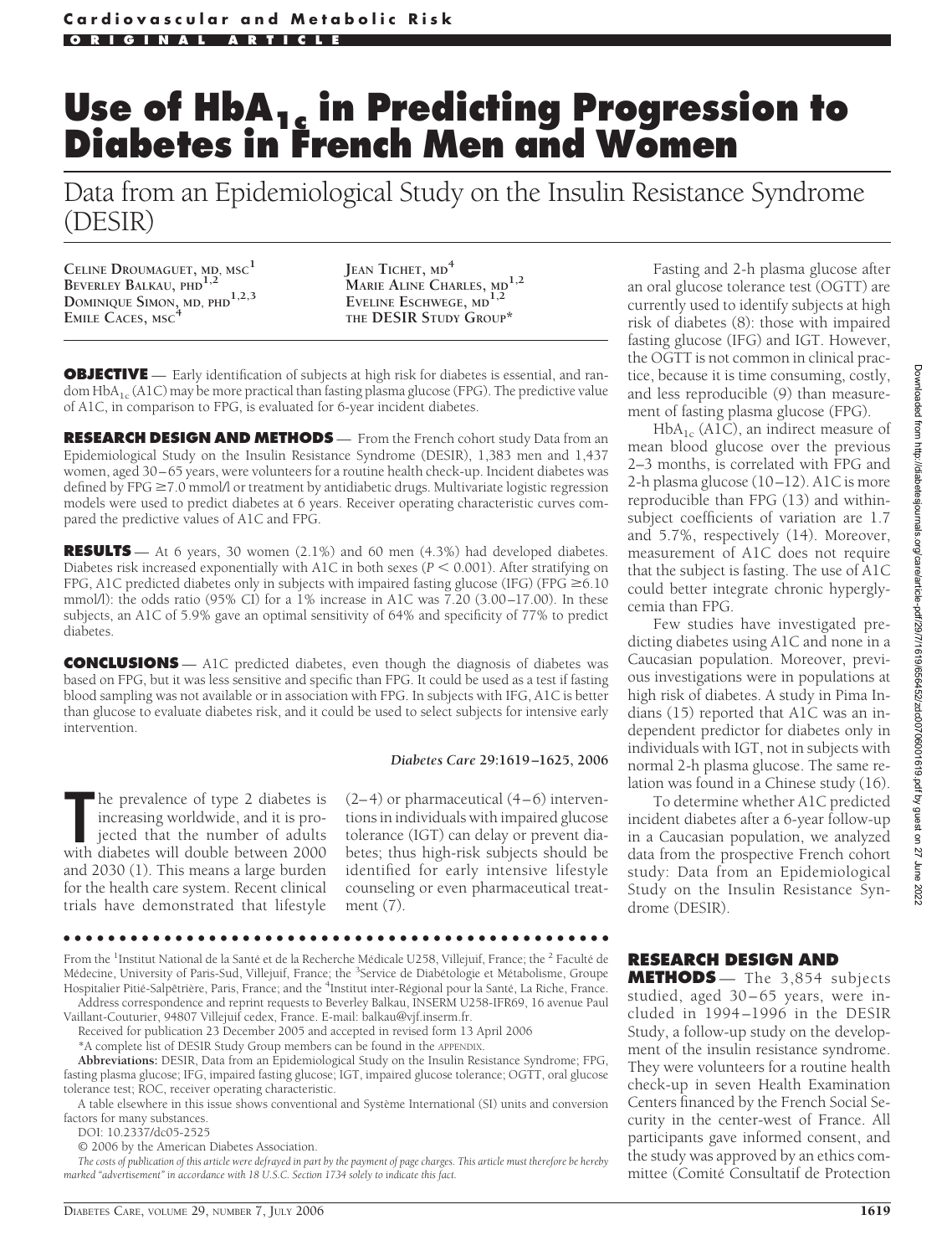Cardiovascular and Metabolic Risk

ORIGINAL ARTICLE

# Use of $HbA_{1c}$ in Predicting Progression to Diabetes in French Men and Women

Data from an Epidemiological Study on the Insulin Resistance Syndrome (DESIR)

**CELINE DROUMAGUET, MD, MSC[1]**
**BEVERLEY BALKAU, PHD[1,2]**
**DOMINIQUE SIMON, MD, PHD[1,2,3]**
**EMILE CACES, MSC[4]**
**JEAN TICHET, MD[4]**
**MARIE ALINE CHARLES, MD[1,2]**
**EVELINE ESCHWEGE, MD[1,2]**
**THE DESIR STUDY GROUP***

**OBJECTIVE** — Early identification of subjects at high risk for diabetes is essential, and random $HbA_{1c}$ (A1C) may be more practical than fasting plasma glucose (FPG). The predictive value of A1C, in comparison to FPG, is evaluated for 6-year incident diabetes.

**RESEARCH DESIGN AND METHODS** — From the French cohort study Data from an Epidemiological Study on the Insulin Resistance Syndrome (DESIR), 1,383 men and 1,437 women, aged 30–65 years, were volunteers for a routine health check-up. Incident diabetes was defined by FPG ≥7.0 mmol/l or treatment by antidiabetic drugs. Multivariate logistic regression models were used to predict diabetes at 6 years. Receiver operating characteristic curves compared the predictive values of A1C and FPG.

**RESULTS** — At 6 years, 30 women (2.1%) and 60 men (4.3%) had developed diabetes. Diabetes risk increased exponentially with A1C in both sexes ($P < 0.001$). After stratifying on FPG, A1C predicted diabetes only in subjects with impaired fasting glucose (IFG) (FPG ≥6.10 mmol/l): the odds ratio (95% CI) for a 1% increase in A1C was 7.20 (3.00–17.00). In these subjects, an A1C of 5.9% gave an optimal sensitivity of 64% and specificity of 77% to predict diabetes.

**CONCLUSIONS** — A1C predicted diabetes, even though the diagnosis of diabetes was based on FPG, but it was less sensitive and specific than FPG. It could be used as a test if fasting blood sampling was not available or in association with FPG. In subjects with IFG, A1C is better than glucose to evaluate diabetes risk, and it could be used to select subjects for intensive early intervention.

*Diabetes Care* **29:**1619–1625, 2006

The prevalence of type 2 diabetes is increasing worldwide, and it is projected that the number of adults with diabetes will double between 2000 and 2030 (1). This means a large burden for the health care system. Recent clinical trials have demonstrated that lifestyle (2–4) or pharmaceutical (4–6) interventions in individuals with impaired glucose tolerance (IGT) can delay or prevent diabetes; thus high-risk subjects should be identified for early intensive lifestyle counseling or even pharmaceutical treatment (7).

Fasting and 2-h plasma glucose after an oral glucose tolerance test (OGTT) are currently used to identify subjects at high risk of diabetes (8): those with impaired fasting glucose (IFG) and IGT. However, the OGTT is not common in clinical practice, because it is time consuming, costly, and less reproducible (9) than measurement of fasting plasma glucose (FPG).

$HbA_{1c}$ (A1C), an indirect measure of mean blood glucose over the previous 2–3 months, is correlated with FPG and 2-h plasma glucose (10–12). A1C is more reproducible than FPG (13) and within-subject coefficients of variation are 1.7 and 5.7%, respectively (14). Moreover, measurement of A1C does not require that the subject is fasting. The use of A1C could better integrate chronic hyperglycemia than FPG.

Few studies have investigated predicting diabetes using A1C and none in a Caucasian population. Moreover, previous investigations were in populations at high risk of diabetes. A study in Pima Indians (15) reported that A1C was an independent predictor for diabetes only in individuals with IGT, not in subjects with normal 2-h plasma glucose. The same relation was found in a Chinese study (16).

To determine whether A1C predicted incident diabetes after a 6-year follow-up in a Caucasian population, we analyzed data from the prospective French cohort study: Data from an Epidemiological Study on the Insulin Resistance Syndrome (DESIR).

## RESEARCH DESIGN AND METHODS

— The 3,854 subjects studied, aged 30–65 years, were included in 1994–1996 in the DESIR Study, a follow-up study on the development of the insulin resistance syndrome. They were volunteers for a routine health check-up in seven Health Examination Centers financed by the French Social Security in the center-west of France. All participants gave informed consent, and the study was approved by an ethics committee (Comité Consultatif de Protection

---

From the [1]Institut National de la Santé et de la Recherche Médicale U258, Villejuif, France; the [2] Faculté de Médecine, University of Paris-Sud, Villejuif, France; the [3]Service de Diabétologie et Métabolisme, Groupe Hospitalier Pitié-Salpêtrière, Paris, France; and the [4]Institut inter-Régional pour la Santé, La Riche, France.

Address correspondence and reprint requests to Beverley Balkau, INSERM U258-IFR69, 16 avenue Paul Vaillant-Couturier, 94807 Villejuif cedex, France. E-mail: balkau@vjf.inserm.fr.

Received for publication 23 December 2005 and accepted in revised form 13 April 2006.

*A complete list of DESIR Study Group members can be found in the APPENDIX.

**Abbreviations:** DESIR, Data from an Epidemiological Study on the Insulin Resistance Syndrome; FPG, fasting plasma glucose; IFG, impaired fasting glucose; IGT, impaired glucose tolerance; OGTT, oral glucose tolerance test; ROC, receiver operating characteristic.

A table elsewhere in this issue shows conventional and Système International (SI) units and conversion factors for many substances.

DOI: 10.2337/dc05-2525

© 2006 by the American Diabetes Association.

*The costs of publication of this article were defrayed in part by the payment of page charges. This article must therefore be hereby marked "advertisement" in accordance with 18 U.S.C. Section 1734 solely to indicate this fact.*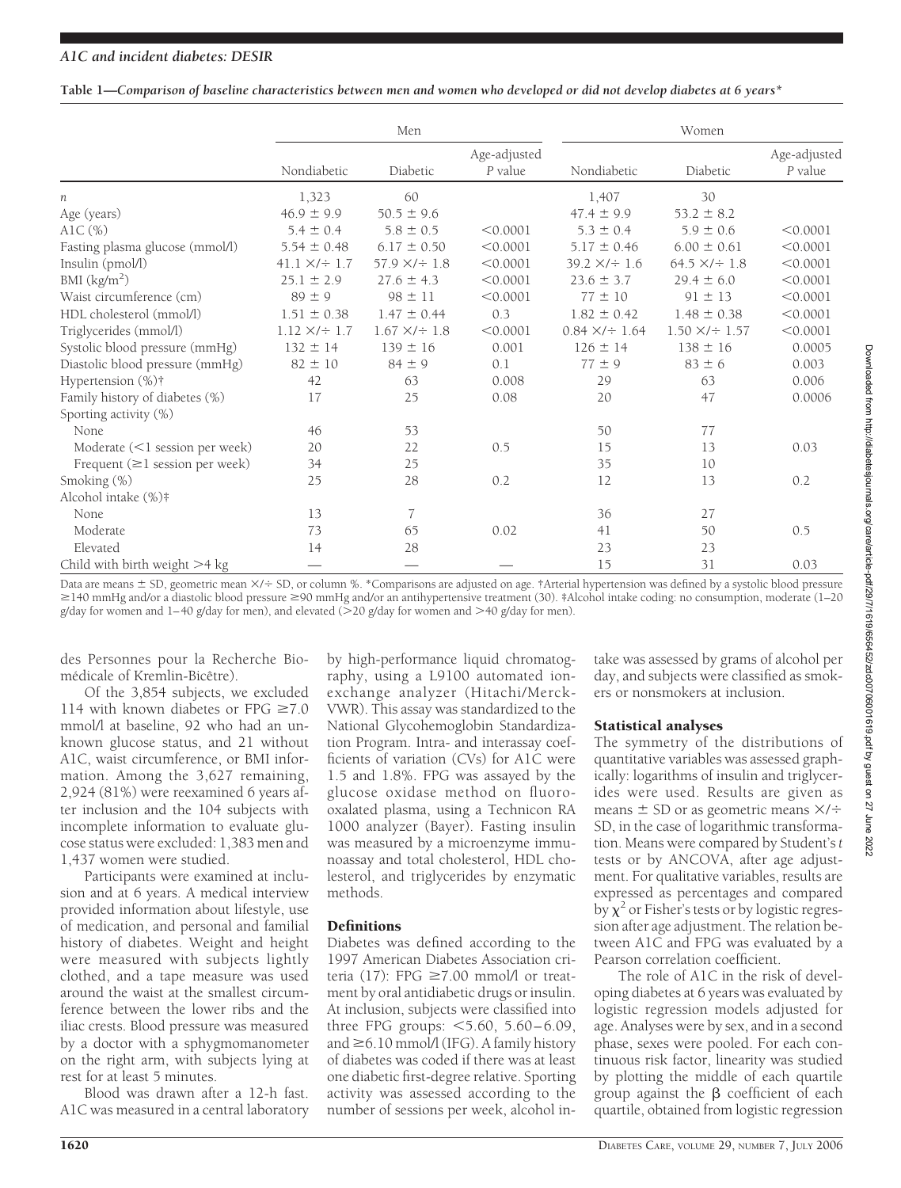**Table 1—Comparison of baseline characteristics between men and women who developed or did not develop diabetes at 6 years***

| | Men | | | Women | | |
|---|---|---|---|---|---|---|
| | Nondiabetic | Diabetic | Age-adjusted *P* value | Nondiabetic | Diabetic | Age-adjusted *P* value |
| *n* | 1,323 | 60 | | 1,407 | 30 | |
| Age (years) | 46.9 ± 9.9 | 50.5 ± 9.6 | | 47.4 ± 9.9 | 53.2 ± 8.2 | |
| A1C (%) | 5.4 ± 0.4 | 5.8 ± 0.5 | <0.0001 | 5.3 ± 0.4 | 5.9 ± 0.6 | <0.0001 |
| Fasting plasma glucose (mmol/l) | 5.54 ± 0.48 | 6.17 ± 0.50 | <0.0001 | 5.17 ± 0.46 | 6.00 ± 0.61 | <0.0001 |
| Insulin (pmol/l) | 41.1 ×/÷ 1.7 | 57.9 ×/÷ 1.8 | <0.0001 | 39.2 ×/÷ 1.6 | 64.5 ×/÷ 1.8 | <0.0001 |
| BMI (kg/m$^2$) | 25.1 ± 2.9 | 27.6 ± 4.3 | <0.0001 | 23.6 ± 3.7 | 29.4 ± 6.0 | <0.0001 |
| Waist circumference (cm) | 89 ± 9 | 98 ± 11 | <0.0001 | 77 ± 10 | 91 ± 13 | <0.0001 |
| HDL cholesterol (mmol/l) | 1.51 ± 0.38 | 1.47 ± 0.44 | 0.3 | 1.82 ± 0.42 | 1.48 ± 0.38 | <0.0001 |
| Triglycerides (mmol/l) | 1.12 ×/÷ 1.7 | 1.67 ×/÷ 1.8 | <0.0001 | 0.84 ×/÷ 1.64 | 1.50 ×/÷ 1.57 | <0.0001 |
| Systolic blood pressure (mmHg) | 132 ± 14 | 139 ± 16 | 0.001 | 126 ± 14 | 138 ± 16 | 0.0005 |
| Diastolic blood pressure (mmHg) | 82 ± 10 | 84 ± 9 | 0.1 | 77 ± 9 | 83 ± 6 | 0.003 |
| Hypertension (%)† | 42 | 63 | 0.008 | 29 | 63 | 0.006 |
| Family history of diabetes (%) | 17 | 25 | 0.08 | 20 | 47 | 0.0006 |
| Sporting activity (%) | | | | | | |
| None | 46 | 53 | | 50 | 77 | |
| Moderate (<1 session per week) | 20 | 22 | 0.5 | 15 | 13 | 0.03 |
| Frequent (≥1 session per week) | 34 | 25 | | 35 | 10 | |
| Smoking (%) | 25 | 28 | 0.2 | 12 | 13 | 0.2 |
| Alcohol intake (%)‡ | | | | | | |
| None | 13 | 7 | | 36 | 27 | |
| Moderate | 73 | 65 | 0.02 | 41 | 50 | 0.5 |
| Elevated | 14 | 28 | | 23 | 23 | |
| Child with birth weight >4 kg | — | — | — | 15 | 31 | 0.03 |

Data are means ± SD, geometric mean ×/÷ SD, or column %. *Comparisons are adjusted on age. †Arterial hypertension was defined by a systolic blood pressure ≥140 mmHg and/or a diastolic blood pressure ≥90 mmHg and/or an antihypertensive treatment (30). ‡Alcohol intake coding: no consumption, moderate (1–20 g/day for women and 1–40 g/day for men), and elevated (>20 g/day for women and >40 g/day for men).

des Personnes pour la Recherche Biomédicale of Kremlin-Bicêtre).

Of the 3,854 subjects, we excluded 114 with known diabetes or FPG ≥7.0 mmol/l at baseline, 92 who had an unknown glucose status, and 21 without A1C, waist circumference, or BMI information. Among the 3,627 remaining, 2,924 (81%) were reexamined 6 years after inclusion and the 104 subjects with incomplete information to evaluate glucose status were excluded: 1,383 men and 1,437 women were studied.

Participants were examined at inclusion and at 6 years. A medical interview provided information about lifestyle, use of medication, and personal and familial history of diabetes. Weight and height were measured with subjects lightly clothed, and a tape measure was used around the waist at the smallest circumference between the lower ribs and the iliac crests. Blood pressure was measured by a doctor with a sphygmomanometer on the right arm, with subjects lying at rest for at least 5 minutes.

Blood was drawn after a 12-h fast. A1C was measured in a central laboratory by high-performance liquid chromatography, using a L9100 automated ion-exchange analyzer (Hitachi/Merck-VWR). This assay was standardized to the National Glycohemoglobin Standardization Program. Intra- and interassay coefficients of variation (CVs) for A1C were 1.5 and 1.8%. FPG was assayed by the glucose oxidase method on fluoro-oxalated plasma, using a Technicon RA 1000 analyzer (Bayer). Fasting insulin was measured by a microenzyme immunoassay and total cholesterol, HDL cholesterol, and triglycerides by enzymatic methods.

### Definitions

Diabetes was defined according to the 1997 American Diabetes Association criteria (17): FPG ≥7.00 mmol/l or treatment by oral antidiabetic drugs or insulin. At inclusion, subjects were classified into three FPG groups: <5.60, 5.60–6.09, and ≥6.10 mmol/l (IFG). A family history of diabetes was coded if there was at least one diabetic first-degree relative. Sporting activity was assessed according to the number of sessions per week, alcohol intake was assessed by grams of alcohol per day, and subjects were classified as smokers or nonsmokers at inclusion.

### Statistical analyses

The symmetry of the distributions of quantitative variables was assessed graphically: logarithms of insulin and triglycerides were used. Results are given as means ± SD or as geometric means ×/÷ SD, in the case of logarithmic transformation. Means were compared by Student's *t* tests or by ANCOVA, after age adjustment. For qualitative variables, results are expressed as percentages and compared by $\chi^2$ or Fisher's tests or by logistic regression after age adjustment. The relation between A1C and FPG was evaluated by a Pearson correlation coefficient.

The role of A1C in the risk of developing diabetes at 6 years was evaluated by logistic regression models adjusted for age. Analyses were by sex, and in a second phase, sexes were pooled. For each continuous risk factor, linearity was studied by plotting the middle of each quartile group against the $\beta$ coefficient of each quartile, obtained from logistic regression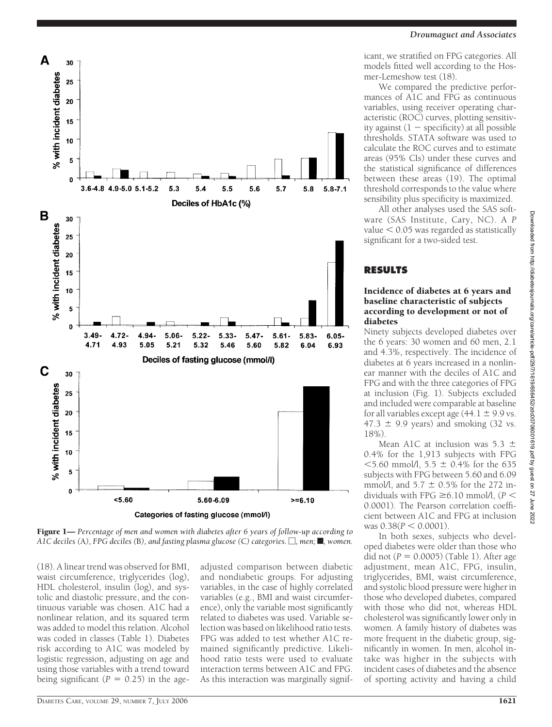Figure 1— *Percentage of men and women with diabetes after 6 years of follow-up according to A1C deciles (A), FPG deciles (B), and fasting plasma glucose (C) categories.* □, *men;* ■, *women.*

(18). A linear trend was observed for BMI, waist circumference, triglycerides (log), HDL cholesterol, insulin (log), and systolic and diastolic pressure, and the continuous variable was chosen. A1C had a nonlinear relation, and its squared term was added to model this relation. Alcohol was coded in classes (Table 1). Diabetes risk according to A1C was modeled by logistic regression, adjusting on age and using those variables with a trend toward being significant ($P = 0.25$) in the age-adjusted comparison between diabetic and nondiabetic groups. For adjusting variables, in the case of highly correlated variables (e.g., BMI and waist circumference), only the variable most significantly related to diabetes was used. Variable selection was based on likelihood ratio tests. FPG was added to test whether A1C remained significantly predictive. Likelihood ratio tests were used to evaluate interaction terms between A1C and FPG. As this interaction was marginally significant, we stratified on FPG categories. All models fitted well according to the Hosmer-Lemeshow test (18).

We compared the predictive performances of A1C and FPG as continuous variables, using receiver operating characteristic (ROC) curves, plotting sensitivity against (1 − specificity) at all possible thresholds. STATA software was used to calculate the ROC curves and to estimate areas (95% CIs) under these curves and the statistical significance of differences between these areas (19). The optimal threshold corresponds to the value where sensibility plus specificity is maximized.

All other analyses used the SAS software (SAS Institute, Cary, NC). A $P$ value $< 0.05$ was regarded as statistically significant for a two-sided test.

## RESULTS

### Incidence of diabetes at 6 years and baseline characteristic of subjects according to development or not of diabetes

Ninety subjects developed diabetes over the 6 years: 30 women and 60 men, 2.1 and 4.3%, respectively. The incidence of diabetes at 6 years increased in a nonlinear manner with the deciles of A1C and FPG and with the three categories of FPG at inclusion (Fig. 1). Subjects excluded and included were comparable at baseline for all variables except age (44.1 ± 9.9 vs. 47.3 ± 9.9 years) and smoking (32 vs. 18%).

Mean A1C at inclusion was 5.3 ± 0.4% for the 1,913 subjects with FPG <5.60 mmol/l, 5.5 ± 0.4% for the 635 subjects with FPG between 5.60 and 6.09 mmol/l, and 5.7 ± 0.5% for the 272 individuals with FPG ≥6.10 mmol/l, ($P <$ 0.0001). The Pearson correlation coefficient between A1C and FPG at inclusion was 0.38($P < 0.0001$).

In both sexes, subjects who developed diabetes were older than those who did not ($P = 0.0005$) (Table 1). After age adjustment, mean A1C, FPG, insulin, triglycerides, BMI, waist circumference, and systolic blood pressure were higher in those who developed diabetes, compared with those who did not, whereas HDL cholesterol was significantly lower only in women. A family history of diabetes was more frequent in the diabetic group, significantly in women. In men, alcohol intake was higher in the subjects with incident cases of diabetes and the absence of sporting activity and having a child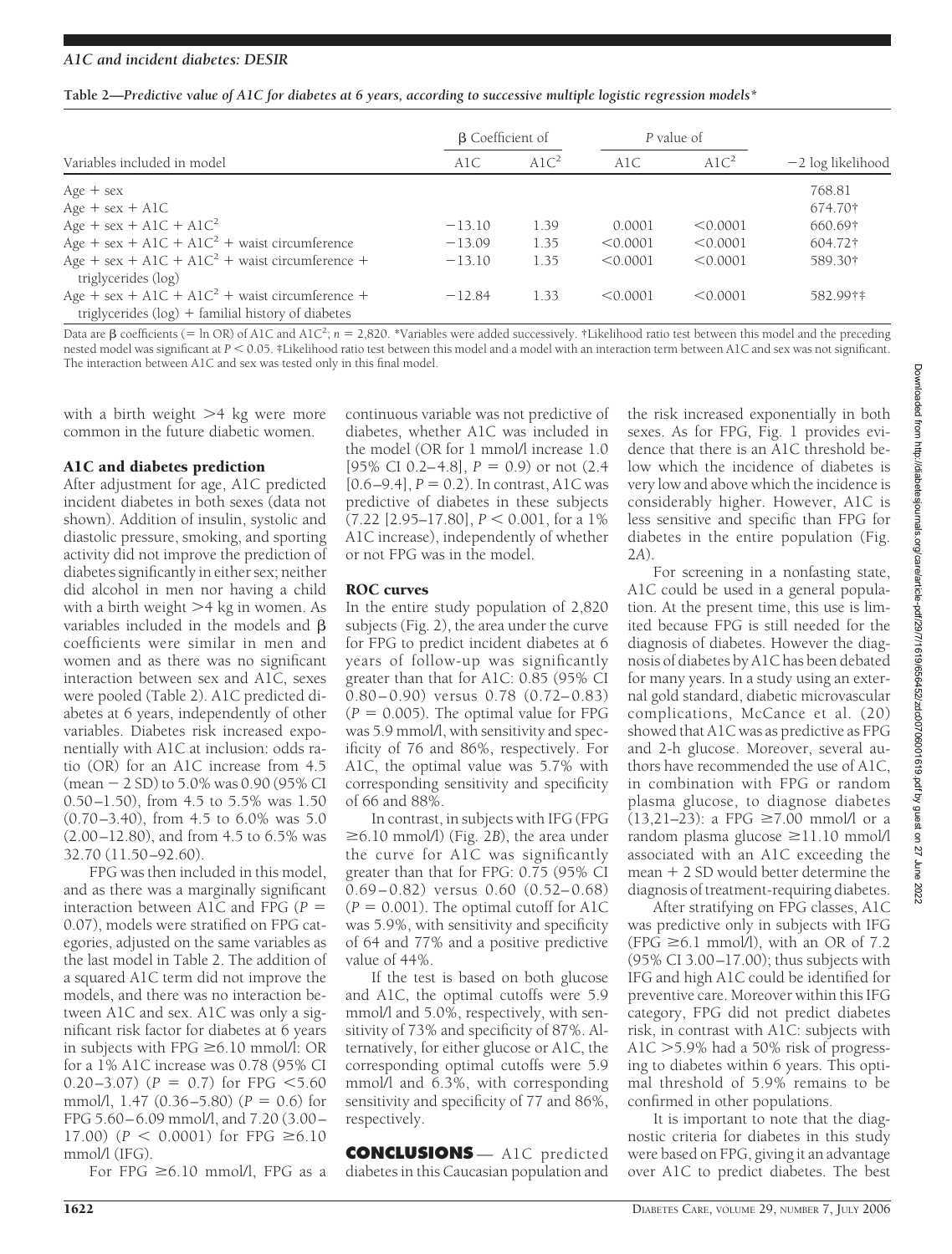**Table 2—Predictive value of A1C for diabetes at 6 years, according to successive multiple logistic regression models***

| Variables included in model | β Coefficient of | | P value of | | −2 log likelihood |
|---|---|---|---|---|---|
| | A1C | A1C$^2$ | A1C | A1C$^2$ | |
| Age + sex | | | | | 768.81 |
| Age + sex + A1C | | | | | 674.70† |
| Age + sex + A1C + A1C$^2$ | −13.10 | 1.39 | 0.0001 | <0.0001 | 660.69† |
| Age + sex + A1C + A1C$^2$ + waist circumference | −13.09 | 1.35 | <0.0001 | <0.0001 | 604.72† |
| Age + sex + A1C + A1C$^2$ + waist circumference + triglycerides (log) | −13.10 | 1.35 | <0.0001 | <0.0001 | 589.30† |
| Age + sex + A1C + A1C$^2$ + waist circumference + triglycerides (log) + familial history of diabetes | −12.84 | 1.33 | <0.0001 | <0.0001 | 582.99†‡ |

Data are β coefficients (= ln OR) of A1C and A1C$^2$; $n$ = 2,820. *Variables were added successively. †Likelihood ratio test between this model and the preceding nested model was significant at $P < 0.05$. ‡Likelihood ratio test between this model and a model with an interaction term between A1C and sex was not significant. The interaction between A1C and sex was tested only in this final model.

with a birth weight >4 kg were more common in the future diabetic women.

### A1C and diabetes prediction

After adjustment for age, A1C predicted incident diabetes in both sexes (data not shown). Addition of insulin, systolic and diastolic pressure, smoking, and sporting activity did not improve the prediction of diabetes significantly in either sex; neither did alcohol in men nor having a child with a birth weight >4 kg in women. As variables included in the models and β coefficients were similar in men and women and as there was no significant interaction between sex and A1C, sexes were pooled (Table 2). A1C predicted diabetes at 6 years, independently of other variables. Diabetes risk increased exponentially with A1C at inclusion: odds ratio (OR) for an A1C increase from 4.5 (mean − 2 SD) to 5.0% was 0.90 (95% CI 0.50–1.50), from 4.5 to 5.5% was 1.50 (0.70–3.40), from 4.5 to 6.0% was 5.0 (2.00–12.80), and from 4.5 to 6.5% was 32.70 (11.50–92.60).

FPG was then included in this model, and as there was a marginally significant interaction between A1C and FPG ($P$ = 0.07), models were stratified on FPG categories, adjusted on the same variables as the last model in Table 2. The addition of a squared A1C term did not improve the models, and there was no interaction between A1C and sex. A1C was only a significant risk factor for diabetes at 6 years in subjects with FPG ≥6.10 mmol/l: OR for a 1% A1C increase was 0.78 (95% CI 0.20–3.07) ($P$ = 0.7) for FPG <5.60 mmol/l, 1.47 (0.36–5.80) ($P$ = 0.6) for FPG 5.60–6.09 mmol/l, and 7.20 (3.00–17.00) ($P$ < 0.0001) for FPG ≥6.10 mmol/l (IFG).

For FPG ≥6.10 mmol/l, FPG as a continuous variable was not predictive of diabetes, whether A1C was included in the model (OR for 1 mmol/l increase 1.0 [95% CI 0.2–4.8], $P$ = 0.9) or not (2.4 [0.6–9.4], $P$ = 0.2). In contrast, A1C was predictive of diabetes in these subjects (7.22 [2.95–17.80], $P$ < 0.001, for a 1% A1C increase), independently of whether or not FPG was in the model.

### ROC curves

In the entire study population of 2,820 subjects (Fig. 2), the area under the curve for FPG to predict incident diabetes at 6 years of follow-up was significantly greater than that for A1C: 0.85 (95% CI 0.80–0.90) versus 0.78 (0.72–0.83) ($P$ = 0.005). The optimal value for FPG was 5.9 mmol/l, with sensitivity and specificity of 76 and 86%, respectively. For A1C, the optimal value was 5.7% with corresponding sensitivity and specificity of 66 and 88%.

In contrast, in subjects with IFG (FPG ≥6.10 mmol/l) (Fig. 2*B*), the area under the curve for A1C was significantly greater than that for FPG: 0.75 (95% CI 0.69–0.82) versus 0.60 (0.52–0.68) ($P$ = 0.001). The optimal cutoff for A1C was 5.9%, with sensitivity and specificity of 64 and 77% and a positive predictive value of 44%.

If the test is based on both glucose and A1C, the optimal cutoffs were 5.9 mmol/l and 5.0%, respectively, with sensitivity of 73% and specificity of 87%. Alternatively, for either glucose or A1C, the corresponding optimal cutoffs were 5.9 mmol/l and 6.3%, with corresponding sensitivity and specificity of 77 and 86%, respectively.

## CONCLUSIONS

A1C predicted diabetes in this Caucasian population and the risk increased exponentially in both sexes. As for FPG, Fig. 1 provides evidence that there is an A1C threshold below which the incidence of diabetes is very low and above which the incidence is considerably higher. However, A1C is less sensitive and specific than FPG for diabetes in the entire population (Fig. 2*A*).

For screening in a nonfasting state, A1C could be used in a general population. At the present time, this use is limited because FPG is still needed for the diagnosis of diabetes. However the diagnosis of diabetes by A1C has been debated for many years. In a study using an external gold standard, diabetic microvascular complications, McCance et al. (20) showed that A1C was as predictive as FPG and 2-h glucose. Moreover, several authors have recommended the use of A1C, in combination with FPG or random plasma glucose, to diagnose diabetes (13,21–23): a FPG ≥7.00 mmol/l or a random plasma glucose ≥11.10 mmol/l associated with an A1C exceeding the mean + 2 SD would better determine the diagnosis of treatment-requiring diabetes.

After stratifying on FPG classes, A1C was predictive only in subjects with IFG (FPG ≥6.1 mmol/l), with an OR of 7.2 (95% CI 3.00–17.00); thus subjects with IFG and high A1C could be identified for preventive care. Moreover within this IFG category, FPG did not predict diabetes risk, in contrast with A1C: subjects with A1C >5.9% had a 50% risk of progressing to diabetes within 6 years. This optimal threshold of 5.9% remains to be confirmed in other populations.

It is important to note that the diagnostic criteria for diabetes in this study were based on FPG, giving it an advantage over A1C to predict diabetes. The best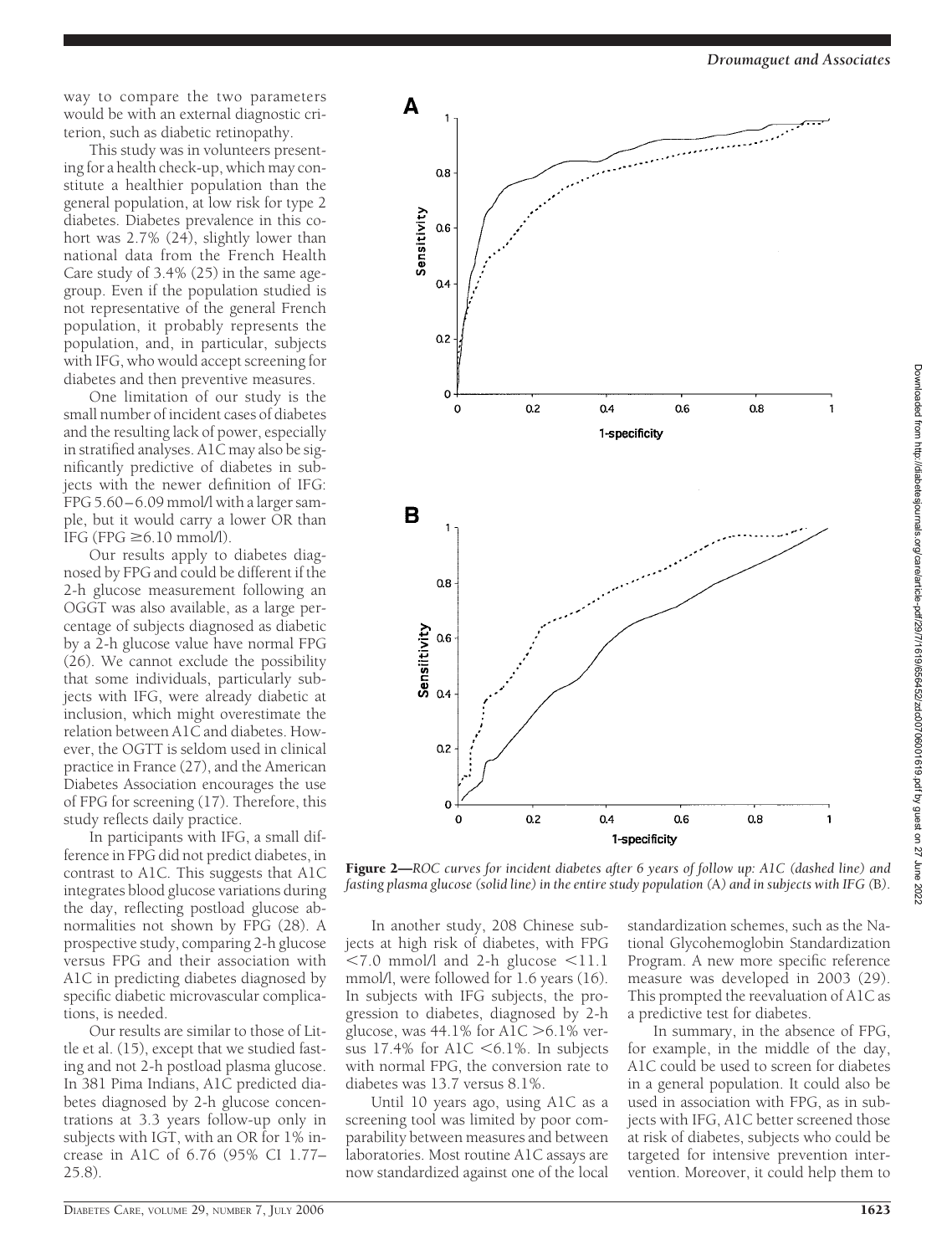way to compare the two parameters would be with an external diagnostic criterion, such as diabetic retinopathy.

This study was in volunteers presenting for a health check-up, which may constitute a healthier population than the general population, at low risk for type 2 diabetes. Diabetes prevalence in this cohort was 2.7% (24), slightly lower than national data from the French Health Care study of 3.4% (25) in the same age-group. Even if the population studied is not representative of the general French population, it probably represents the population, and, in particular, subjects with IFG, who would accept screening for diabetes and then preventive measures.

One limitation of our study is the small number of incident cases of diabetes and the resulting lack of power, especially in stratified analyses. A1C may also be significantly predictive of diabetes in subjects with the newer definition of IFG: FPG 5.60–6.09 mmol/l with a larger sample, but it would carry a lower OR than IFG (FPG ≥6.10 mmol/l).

Our results apply to diabetes diagnosed by FPG and could be different if the 2-h glucose measurement following an OGGT was also available, as a large percentage of subjects diagnosed as diabetic by a 2-h glucose value have normal FPG (26). We cannot exclude the possibility that some individuals, particularly subjects with IFG, were already diabetic at inclusion, which might overestimate the relation between A1C and diabetes. However, the OGTT is seldom used in clinical practice in France (27), and the American Diabetes Association encourages the use of FPG for screening (17). Therefore, this study reflects daily practice.

In participants with IFG, a small difference in FPG did not predict diabetes, in contrast to A1C. This suggests that A1C integrates blood glucose variations during the day, reflecting postload glucose abnormalities not shown by FPG (28). A prospective study, comparing 2-h glucose versus FPG and their association with A1C in predicting diabetes diagnosed by specific diabetic microvascular complications, is needed.

Our results are similar to those of Little et al. (15), except that we studied fasting and not 2-h postload plasma glucose. In 381 Pima Indians, A1C predicted diabetes diagnosed by 2-h glucose concentrations at 3.3 years follow-up only in subjects with IGT, with an OR for 1% increase in A1C of 6.76 (95% CI 1.77–25.8).

**Figure 2**—*ROC curves for incident diabetes after 6 years of follow up: A1C (dashed line) and fasting plasma glucose (solid line) in the entire study population (A) and in subjects with IFG (B).*

In another study, 208 Chinese subjects at high risk of diabetes, with FPG <7.0 mmol/l and 2-h glucose <11.1 mmol/l, were followed for 1.6 years (16). In subjects with IFG subjects, the progression to diabetes, diagnosed by 2-h glucose, was 44.1% for A1C >6.1% versus 17.4% for A1C <6.1%. In subjects with normal FPG, the conversion rate to diabetes was 13.7 versus 8.1%.

Until 10 years ago, using A1C as a screening tool was limited by poor comparability between measures and between laboratories. Most routine A1C assays are now standardized against one of the local standardization schemes, such as the National Glycohemoglobin Standardization Program. A new more specific reference measure was developed in 2003 (29). This prompted the reevaluation of A1C as a predictive test for diabetes.

In summary, in the absence of FPG, for example, in the middle of the day, A1C could be used to screen for diabetes in a general population. It could also be used in association with FPG, as in subjects with IFG, A1C better screened those at risk of diabetes, subjects who could be targeted for intensive prevention intervention. Moreover, it could help them to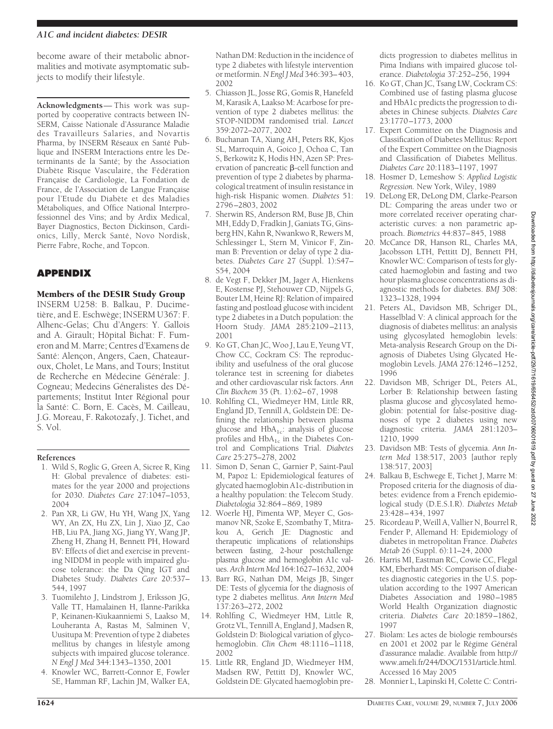become aware of their metabolic abnormalities and motivate asymptomatic subjects to modify their lifestyle.

**Acknowledgments**— This work was supported by cooperative contracts between INSERM, Caisse Nationale d'Assurance Maladie des Travailleurs Salaries, and Novartis Pharma, by INSERM Réseaux en Santé Publique and INSERM Interactions entre les Determinants de la Santé; by the Association Diabète Risque Vasculaire, the Fédération Française de Cardiologie, La Fondation de France, de l'Association de Langue Française pour l'Etude du Diabète et des Maladies Métaboliques, and Office National Interprofessionnel des Vins; and by Ardix Medical, Bayer Diagnostics, Becton Dickinson, Cardionics, Lilly, Merck Santé, Novo Nordisk, Pierre Fabre, Roche, and Topcon.

## APPENDIX

### Members of the DESIR Study Group

INSERM U258: B. Balkau, P. Ducimetière, and E. Eschwège; INSERM U367: F. Alhenc-Gelas; Chu d'Angers: Y. Gallois and A. Girault; Hôpital Bichat: F. Fumeron and M. Marre; Centres d'Examens de Santé: Alençon, Angers, Caen, Chateauroux, Cholet, Le Mans, and Tours; Institut de Recherche en Médecine Générale: J. Cogneau; Medecins Géneralistes des Départements; Institut Inter Régional pour la Santé: C. Born, E. Cacès, M. Cailleau, J.G. Moreau, F. Rakotozafy, J. Tichet, and S. Vol.

#### References

1. Wild S, Roglic G, Green A, Sicree R, King H: Global prevalence of diabetes: estimates for the year 2000 and projections for 2030. *Diabetes Care* 27:1047–1053, 2004
2. Pan XR, Li GW, Hu YH, Wang JX, Yang WY, An ZX, Hu ZX, Lin J, Xiao JZ, Cao HB, Liu PA, Jiang XG, Jiang YY, Wang JP, Zheng H, Zhang H, Bennett PH, Howard BV: Effects of diet and exercise in preventing NIDDM in people with impaired glucose tolerance: the Da Qing IGT and Diabetes Study. *Diabetes Care* 20:537–544, 1997
3. Tuomilehto J, Lindstrom J, Eriksson JG, Valle TT, Hamalainen H, Ilanne-Parikka P, Keinanen-Kiukaanniemi S, Laakso M, Louheranta A, Rastas M, Salminen V, Uusitupa M: Prevention of type 2 diabetes mellitus by changes in lifestyle among subjects with impaired glucose tolerance. *N Engl J Med* 344:1343–1350, 2001
4. Knowler WC, Barrett-Connor E, Fowler SE, Hamman RF, Lachin JM, Walker EA, Nathan DM: Reduction in the incidence of type 2 diabetes with lifestyle intervention or metformin. *N Engl J Med* 346:393–403, 2002
5. Chiasson JL, Josse RG, Gomis R, Hanefeld M, Karasik A, Laakso M: Acarbose for prevention of type 2 diabetes mellitus: the STOP-NIDDM randomised trial. *Lancet* 359:2072–2077, 2002
6. Buchanan TA, Xiang AH, Peters RK, Kjos SL, Marroquin A, Goico J, Ochoa C, Tan S, Berkowitz K, Hodis HN, Azen SP: Preservation of pancreatic β-cell function and prevention of type 2 diabetes by pharmacological treatment of insulin resistance in high-risk Hispanic women. *Diabetes* 51: 2796–2803, 2002
7. Sherwin RS, Anderson RM, Buse JB, Chin MH, Eddy D, Fradkin J, Ganiats TG, Ginsberg HN, Kahn R, Nwankwo R, Rewers M, Schlessinger L, Stern M, Vinicor F, Zinman B: Prevention or delay of type 2 diabetes. *Diabetes Care* 27 (Suppl. 1):S47–S54, 2004
8. de Vegt F, Dekker JM, Jager A, Hienkens E, Kostense PJ, Stehouwer CD, Nijpels G, Bouter LM, Heine RJ: Relation of impaired fasting and postload glucose with incident type 2 diabetes in a Dutch population: the Hoorn Study. *JAMA* 285:2109–2113, 2001
9. Ko GT, Chan JC, Woo J, Lau E, Yeung VT, Chow CC, Cockram CS: The reproducibility and usefulness of the oral glucose tolerance test in screening for diabetes and other cardiovascular risk factors. *Ann Clin Biochem* 35 (Pt. 1):62–67, 1998
10. Rohlfing CL, Wiedmeyer HM, Little RR, England JD, Tennill A, Goldstein DE: Defining the relationship between plasma glucose and $HbA_{1c}$: analysis of glucose profiles and $HbA_{1c}$ in the Diabetes Control and Complications Trial. *Diabetes Care* 25:275–278, 2002
11. Simon D, Senan C, Garnier P, Saint-Paul M, Papoz L: Epidemiological features of glycated haemoglobin A1c-distribution in a healthy population: the Telecom Study. *Diabetologia* 32:864–869, 1989
12. Woerle HJ, Pimenta WP, Meyer C, Gosmanov NR, Szoke E, Szombathy T, Mitrakou A, Gerich JE: Diagnostic and therapeutic implications of relationships between fasting, 2-hour postchallenge plasma glucose and hemoglobin A1c values. *Arch Intern Med* 164:1627–1632, 2004
13. Barr RG, Nathan DM, Meigs JB, Singer DE: Tests of glycemia for the diagnosis of type 2 diabetes mellitus. *Ann Intern Med* 137:263–272, 2002
14. Rohlfing C, Wiedmeyer HM, Little R, Grotz VL, Tennill A, England J, Madsen R, Goldstein D: Biological variation of glycohemoglobin. *Clin Chem* 48:1116–1118, 2002
15. Little RR, England JD, Wiedmeyer HM, Madsen RW, Pettitt DJ, Knowler WC, Goldstein DE: Glycated haemoglobin predicts progression to diabetes mellitus in Pima Indians with impaired glucose tolerance. *Diabetologia* 37:252–256, 1994
16. Ko GT, Chan JC, Tsang LW, Cockram CS: Combined use of fasting plasma glucose and HbA1c predicts the progression to diabetes in Chinese subjects. *Diabetes Care* 23:1770–1773, 2000
17. Expert Committee on the Diagnosis and Classification of Diabetes Mellitus: Report of the Expert Committee on the Diagnosis and Classification of Diabetes Mellitus. *Diabetes Care* 20:1183–1197, 1997
18. Hosmer D, Lemeshow S: *Applied Logistic Regression.* New York, Wiley, 1989
19. DeLong ER, DeLong DM, Clarke-Pearson DL: Comparing the areas under two or more correlated receiver operating characteristic curves: a non parametric approach. *Biometrics* 44:837–845, 1988
20. McCance DR, Hanson RL, Charles MA, Jacobsson LTH, Pettitt DJ, Bennett PH, Knowler WC: Comparison of tests for glycated haemoglobin and fasting and two hour plasma glucose concentrations as diagnostic methods for diabetes. *BMJ* 308: 1323–1328, 1994
21. Peters AL, Davidson MB, Schriger DL, Hasselblad V: A clinical approach for the diagnosis of diabetes mellitus: an analysis using glycosylated hemoglobin levels: Meta-analysis Research Group on the Diagnosis of Diabetes Using Glycated Hemoglobin Levels. *JAMA* 276:1246–1252, 1996
22. Davidson MB, Schriger DL, Peters AL, Lorber B: Relationship between fasting plasma glucose and glycosylated hemoglobin: potential for false-positive diagnoses of type 2 diabetes using new diagnostic criteria. *JAMA* 281:1203–1210, 1999
23. Davidson MB: Tests of glycemia. *Ann Intern Med* 138:517, 2003 [author reply 138:517, 2003]
24. Balkau B, Eschwege E, Tichet J, Marre M: Proposed criteria for the diagnosis of diabetes: evidence from a French epidemiological study (D.E.S.I.R). *Diabetes Metab* 23:428–434, 1997
25. Ricordeau P, Weill A, Vallier N, Bourrel R, Fender P, Allemand H: Epidemiology of diabetes in metropolitan France. *Diabetes Metab* 26 (Suppl. 6):11–24, 2000
26. Harris MI, Eastman RC, Cowie CC, Flegal KM, Eberhardt MS: Comparison of diabetes diagnostic categories in the U.S. population according to the 1997 American Diabetes Association and 1980–1985 World Health Organization diagnostic criteria. *Diabetes Care* 20:1859–1862, 1997
27. Biolam: Les actes de biologie remboursés en 2001 et 2002 par le Régime Général d'assurance maladie. Available from http://www.ameli.fr/244/DOC/1531/article.html. Accessed 16 May 2005
28. Monnier L, Lapinski H, Colette C: Contri-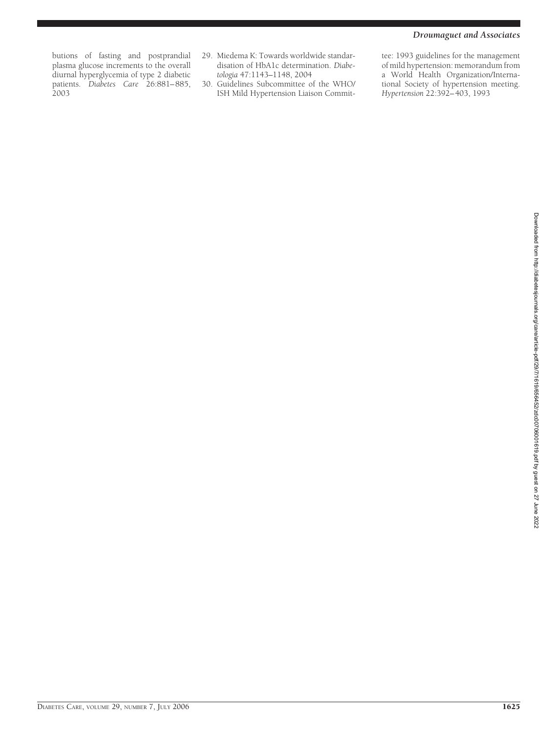butions of fasting and postprandial plasma glucose increments to the overall diurnal hyperglycemia of type 2 diabetic patients. *Diabetes Care* 26:881–885, 2003

29. Miedema K: Towards worldwide standardisation of HbA1c determination. *Diabetologia* 47:1143–1148, 2004
30. Guidelines Subcommittee of the WHO/ISH Mild Hypertension Liaison Committee: 1993 guidelines for the management of mild hypertension: memorandum from a World Health Organization/International Society of hypertension meeting. *Hypertension* 22:392–403, 1993